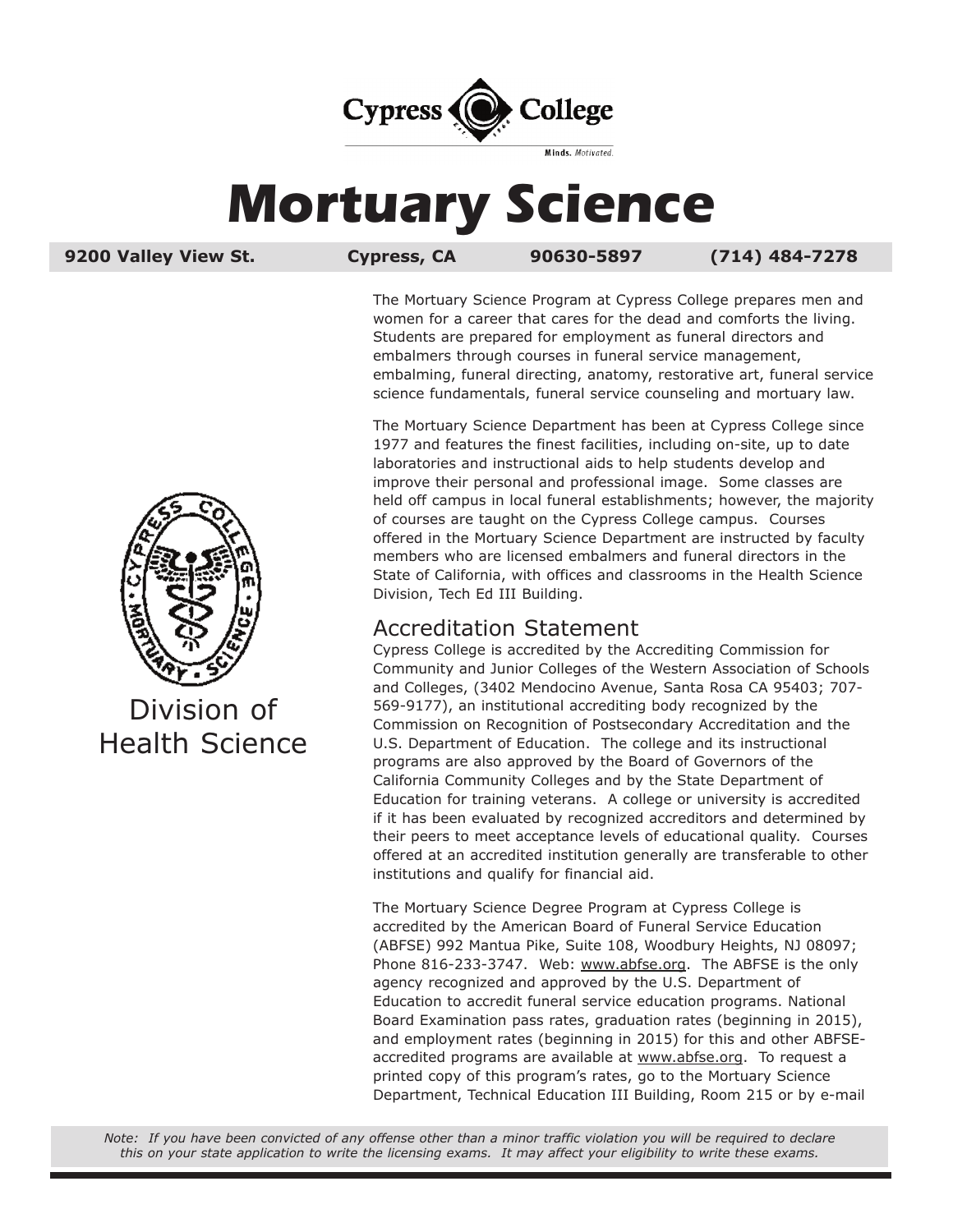Cypress College

Minds. Motivated.

# Mortuary Science

**9200 Valley View St.** | **Cypress, CA** | **90630-5897** | **(714) 484-7278**

Division of Health Science

The Mortuary Science Program at Cypress College prepares men and women for a career that cares for the dead and comforts the living. Students are prepared for employment as funeral directors and embalmers through courses in funeral service management, embalming, funeral directing, anatomy, restorative art, funeral service science fundamentals, funeral service counseling and mortuary law.

The Mortuary Science Department has been at Cypress College since 1977 and features the finest facilities, including on-site, up to date laboratories and instructional aids to help students develop and improve their personal and professional image. Some classes are held off campus in local funeral establishments; however, the majority of courses are taught on the Cypress College campus. Courses offered in the Mortuary Science Department are instructed by faculty members who are licensed embalmers and funeral directors in the State of California, with offices and classrooms in the Health Science Division, Tech Ed III Building.

## Accreditation Statement

Cypress College is accredited by the Accrediting Commission for Community and Junior Colleges of the Western Association of Schools and Colleges, (3402 Mendocino Avenue, Santa Rosa CA 95403; 707-569-9177), an institutional accrediting body recognized by the Commission on Recognition of Postsecondary Accreditation and the U.S. Department of Education. The college and its instructional programs are also approved by the Board of Governors of the California Community Colleges and by the State Department of Education for training veterans. A college or university is accredited if it has been evaluated by recognized accreditors and determined by their peers to meet acceptance levels of educational quality. Courses offered at an accredited institution generally are transferable to other institutions and qualify for financial aid.

The Mortuary Science Degree Program at Cypress College is accredited by the American Board of Funeral Service Education (ABFSE) 992 Mantua Pike, Suite 108, Woodbury Heights, NJ 08097; Phone 816-233-3747. Web: www.abfse.org. The ABFSE is the only agency recognized and approved by the U.S. Department of Education to accredit funeral service education programs. National Board Examination pass rates, graduation rates (beginning in 2015), and employment rates (beginning in 2015) for this and other ABFSE-accredited programs are available at www.abfse.org. To request a printed copy of this program's rates, go to the Mortuary Science Department, Technical Education III Building, Room 215 or by e-mail

*Note: If you have been convicted of any offense other than a minor traffic violation you will be required to declare this on your state application to write the licensing exams. It may affect your eligibility to write these exams.*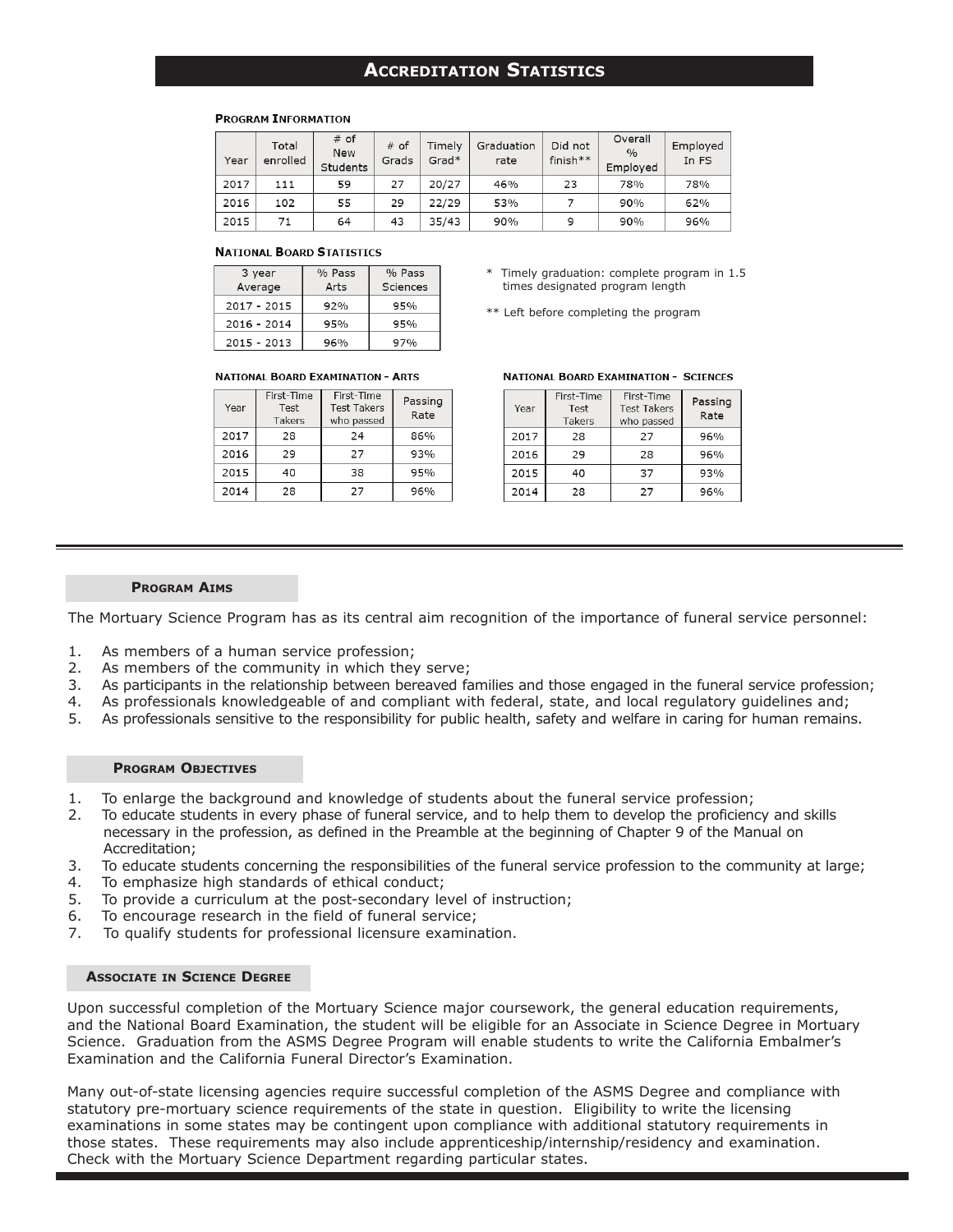# Accreditation Statistics

### Program Information

| Year | Total enrolled | # of New Students | # of Grads | Timely Grad* | Graduation rate | Did not finish** | Overall % Employed | Employed In FS |
|---|---|---|---|---|---|---|---|---|
| 2017 | 111 | 59 | 27 | 20/27 | 46% | 23 | 78% | 78% |
| 2016 | 102 | 55 | 29 | 22/29 | 53% | 7 | 90% | 62% |
| 2015 | 71 | 64 | 43 | 35/43 | 90% | 9 | 90% | 96% |

### National Board Statistics

| 3 year Average | % Pass Arts | % Pass Sciences |
|---|---|---|
| 2017 - 2015 | 92% | 95% |
| 2016 - 2014 | 95% | 95% |
| 2015 - 2013 | 96% | 97% |

\* Timely graduation: complete program in 1.5 times designated program length

** Left before completing the program

### National Board Examination - Arts

| Year | First-Time Test Takers | First-Time Test Takers who passed | Passing Rate |
|---|---|---|---|
| 2017 | 28 | 24 | 86% |
| 2016 | 29 | 27 | 93% |
| 2015 | 40 | 38 | 95% |
| 2014 | 28 | 27 | 96% |

### National Board Examination - Sciences

| Year | First-Time Test Takers | First-Time Test Takers who passed | Passing Rate |
|---|---|---|---|
| 2017 | 28 | 27 | 96% |
| 2016 | 29 | 28 | 96% |
| 2015 | 40 | 37 | 93% |
| 2014 | 28 | 27 | 96% |

## Program Aims

The Mortuary Science Program has as its central aim recognition of the importance of funeral service personnel:

1. As members of a human service profession;
2. As members of the community in which they serve;
3. As participants in the relationship between bereaved families and those engaged in the funeral service profession;
4. As professionals knowledgeable of and compliant with federal, state, and local regulatory guidelines and;
5. As professionals sensitive to the responsibility for public health, safety and welfare in caring for human remains.

## Program Objectives

1. To enlarge the background and knowledge of students about the funeral service profession;
2. To educate students in every phase of funeral service, and to help them to develop the proficiency and skills necessary in the profession, as defined in the Preamble at the beginning of Chapter 9 of the Manual on Accreditation;
3. To educate students concerning the responsibilities of the funeral service profession to the community at large;
4. To emphasize high standards of ethical conduct;
5. To provide a curriculum at the post-secondary level of instruction;
6. To encourage research in the field of funeral service;
7. To qualify students for professional licensure examination.

## Associate in Science Degree

Upon successful completion of the Mortuary Science major coursework, the general education requirements, and the National Board Examination, the student will be eligible for an Associate in Science Degree in Mortuary Science. Graduation from the ASMS Degree Program will enable students to write the California Embalmer's Examination and the California Funeral Director's Examination.

Many out-of-state licensing agencies require successful completion of the ASMS Degree and compliance with statutory pre-mortuary science requirements of the state in question. Eligibility to write the licensing examinations in some states may be contingent upon compliance with additional statutory requirements in those states. These requirements may also include apprenticeship/internship/residency and examination. Check with the Mortuary Science Department regarding particular states.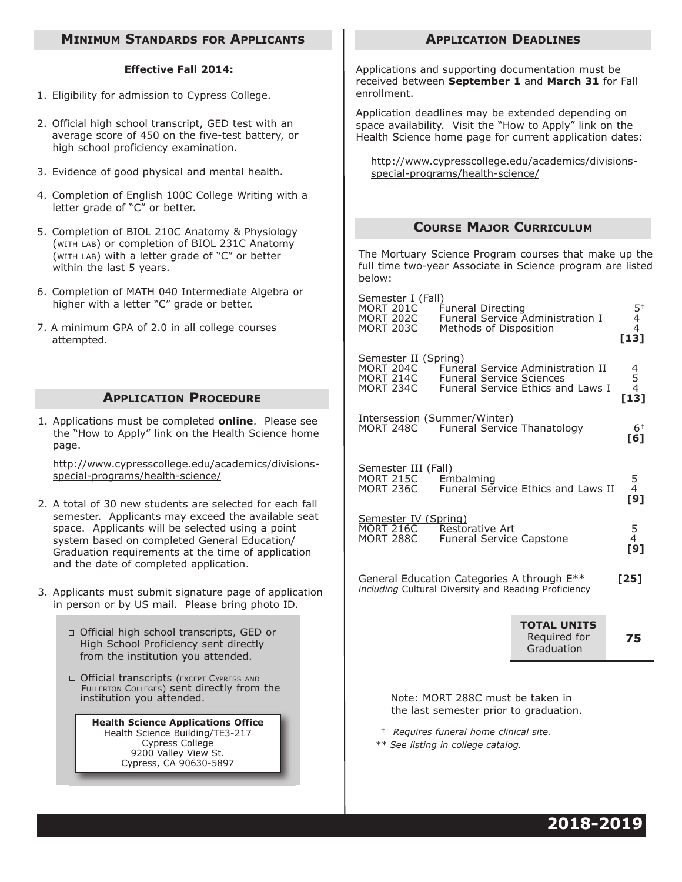## Minimum Standards for Applicants

**Effective Fall 2014:**

1. Eligibility for admission to Cypress College.
2. Official high school transcript, GED test with an average score of 450 on the five-test battery, or high school proficiency examination.
3. Evidence of good physical and mental health.
4. Completion of English 100C College Writing with a letter grade of "C" or better.
5. Completion of BIOL 210C Anatomy & Physiology (with lab) or completion of BIOL 231C Anatomy (with lab) with a letter grade of "C" or better within the last 5 years.
6. Completion of MATH 040 Intermediate Algebra or higher with a letter "C" grade or better.
7. A minimum GPA of 2.0 in all college courses attempted.

## Application Procedure

1. Applications must be completed **online**. Please see the "How to Apply" link on the Health Science home page.

   http://www.cypresscollege.edu/academics/divisions-special-programs/health-science/

2. A total of 30 new students are selected for each fall semester. Applicants may exceed the available seat space. Applicants will be selected using a point system based on completed General Education/ Graduation requirements at the time of application and the date of completed application.
3. Applicants must submit signature page of application in person or by US mail. Please bring photo ID.

- ☐ Official high school transcripts, GED or High School Proficiency sent directly from the institution you attended.
- ☐ Official transcripts (except Cypress and Fullerton Colleges) sent directly from the institution you attended.

**Health Science Applications Office**
Health Science Building/TE3-217
Cypress College
9200 Valley View St.
Cypress, CA 90630-5897

## Application Deadlines

Applications and supporting documentation must be received between **September 1** and **March 31** for Fall enrollment.

Application deadlines may be extended depending on space availability. Visit the "How to Apply" link on the Health Science home page for current application dates:

http://www.cypresscollege.edu/academics/divisions-special-programs/health-science/

## Course Major Curriculum

The Mortuary Science Program courses that make up the full time two-year Associate in Science program are listed below:

| Course | Title | Units |
|---|---|---|
| **Semester I (Fall)** | | |
| MORT 201C | Funeral Directing | 5† |
| MORT 202C | Funeral Service Administration I | 4 |
| MORT 203C | Methods of Disposition | 4 |
| | | **[13]** |
| **Semester II (Spring)** | | |
| MORT 204C | Funeral Service Administration II | 4 |
| MORT 214C | Funeral Service Sciences | 5 |
| MORT 234C | Funeral Service Ethics and Laws I | 4 |
| | | **[13]** |
| **Intersession (Summer/Winter)** | | |
| MORT 248C | Funeral Service Thanatology | 6† |
| | | **[6]** |
| **Semester III (Fall)** | | |
| MORT 215C | Embalming | 5 |
| MORT 236C | Funeral Service Ethics and Laws II | 4 |
| | | **[9]** |
| **Semester IV (Spring)** | | |
| MORT 216C | Restorative Art | 5 |
| MORT 288C | Funeral Service Capstone | 4 |
| | | **[9]** |

General Education Categories A through E** *including* Cultural Diversity and Reading Proficiency **[25]**

| **TOTAL UNITS** Required for Graduation | **75** |
|---|---|

Note: MORT 288C must be taken in the last semester prior to graduation.

† *Requires funeral home clinical site.*

** *See listing in college catalog.*

**2018-2019**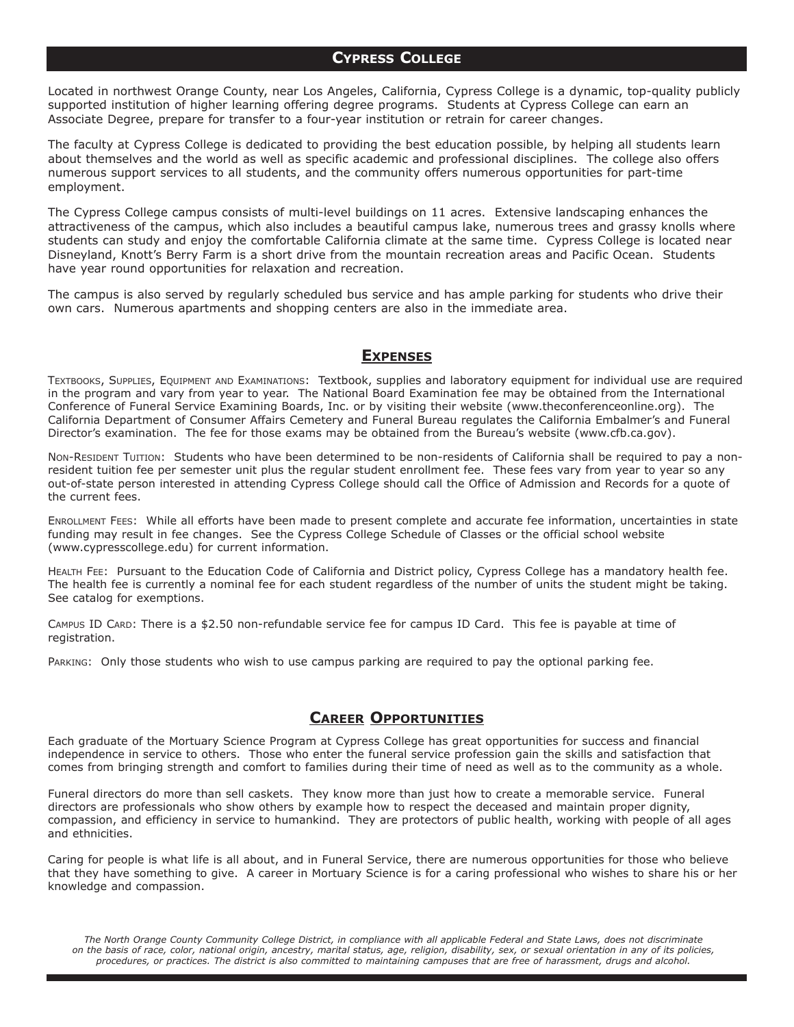## Cypress College

Located in northwest Orange County, near Los Angeles, California, Cypress College is a dynamic, top-quality publicly supported institution of higher learning offering degree programs. Students at Cypress College can earn an Associate Degree, prepare for transfer to a four-year institution or retrain for career changes.

The faculty at Cypress College is dedicated to providing the best education possible, by helping all students learn about themselves and the world as well as specific academic and professional disciplines. The college also offers numerous support services to all students, and the community offers numerous opportunities for part-time employment.

The Cypress College campus consists of multi-level buildings on 11 acres. Extensive landscaping enhances the attractiveness of the campus, which also includes a beautiful campus lake, numerous trees and grassy knolls where students can study and enjoy the comfortable California climate at the same time. Cypress College is located near Disneyland, Knott's Berry Farm is a short drive from the mountain recreation areas and Pacific Ocean. Students have year round opportunities for relaxation and recreation.

The campus is also served by regularly scheduled bus service and has ample parking for students who drive their own cars. Numerous apartments and shopping centers are also in the immediate area.

## Expenses

Textbooks, Supplies, Equipment and Examinations: Textbook, supplies and laboratory equipment for individual use are required in the program and vary from year to year. The National Board Examination fee may be obtained from the International Conference of Funeral Service Examining Boards, Inc. or by visiting their website (www.theconferenceonline.org). The California Department of Consumer Affairs Cemetery and Funeral Bureau regulates the California Embalmer's and Funeral Director's examination. The fee for those exams may be obtained from the Bureau's website (www.cfb.ca.gov).

Non-Resident Tuition: Students who have been determined to be non-residents of California shall be required to pay a non-resident tuition fee per semester unit plus the regular student enrollment fee. These fees vary from year to year so any out-of-state person interested in attending Cypress College should call the Office of Admission and Records for a quote of the current fees.

Enrollment Fees: While all efforts have been made to present complete and accurate fee information, uncertainties in state funding may result in fee changes. See the Cypress College Schedule of Classes or the official school website (www.cypresscollege.edu) for current information.

Health Fee: Pursuant to the Education Code of California and District policy, Cypress College has a mandatory health fee. The health fee is currently a nominal fee for each student regardless of the number of units the student might be taking. See catalog for exemptions.

Campus ID Card: There is a $2.50 non-refundable service fee for campus ID Card. This fee is payable at time of registration.

Parking: Only those students who wish to use campus parking are required to pay the optional parking fee.

## Career Opportunities

Each graduate of the Mortuary Science Program at Cypress College has great opportunities for success and financial independence in service to others. Those who enter the funeral service profession gain the skills and satisfaction that comes from bringing strength and comfort to families during their time of need as well as to the community as a whole.

Funeral directors do more than sell caskets. They know more than just how to create a memorable service. Funeral directors are professionals who show others by example how to respect the deceased and maintain proper dignity, compassion, and efficiency in service to humankind. They are protectors of public health, working with people of all ages and ethnicities.

Caring for people is what life is all about, and in Funeral Service, there are numerous opportunities for those who believe that they have something to give. A career in Mortuary Science is for a caring professional who wishes to share his or her knowledge and compassion.

*The North Orange County Community College District, in compliance with all applicable Federal and State Laws, does not discriminate on the basis of race, color, national origin, ancestry, marital status, age, religion, disability, sex, or sexual orientation in any of its policies, procedures, or practices. The district is also committed to maintaining campuses that are free of harassment, drugs and alcohol.*